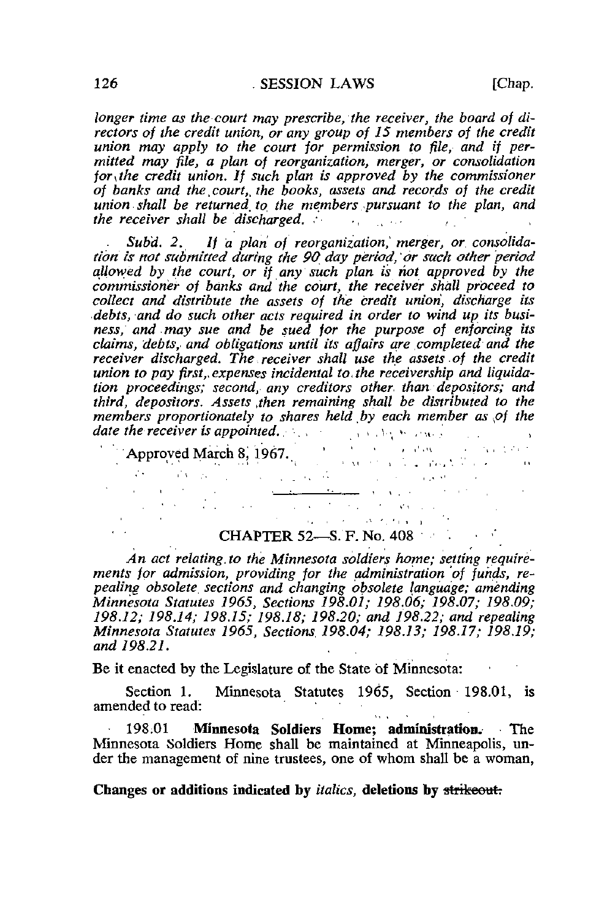*longer time as the court may prescribe, the receiver, the board of directors of the credit union, or any group of 15 members of the credit union may apply to the court for permission to file, and if permitted may file, a plan of reorganization, merger, or consolidation for the credit union. If such plan is approved by the commissioner of banks and the court, the books, assets and records of the credit union shall be returned to the members pursuant to the plan, and the receiver shall be discharged.*

*Subd. 2. If a plan of reorganization, merger, or consolidation is not submitted during the 90 day period, or such other period allowed by the court, or if any such plan is not approved by the commissioner of banks and the court, the receiver shall proceed to collect and distribute the assets of the credit union, discharge its debts, and do such other acts required in order to wind up its business, and may sue and be sued for the purpose of enforcing its claims, debts, and obligations until its affairs are completed and the receiver discharged. The receiver shall use the assets of the credit union to pay first, expenses incidental to the receivership and liquidation proceedings; second, any creditors other than depositors; and third, depositors. Assets then remaining shall be distributed to the members proportionately to shares held by each member as of the date the receiver is appointed.*

Approved March 8, 1967.

---

## CHAPTER 52—S. F. No. 408

*An act relating to the Minnesota soldiers home; setting requirements for admission, providing for the administration of funds, repealing obsolete sections and changing obsolete language; amending Minnesota Statutes 1965, Sections 198.01; 198.06; 198.07; 198.09; 198.12; 198.14; 198.15; 198.18; 198.20; and 198.22; and repealing Minnesota Statutes 1965, Sections 198.04; 198.13; 198.17; 198.19; and 198.21.*

Be it enacted by the Legislature of the State of Minnesota:

Section 1. Minnesota Statutes 1965, Section 198.01, is amended to read:

198.01 **Minnesota Soldiers Home; administration.** The Minnesota Soldiers Home shall be maintained at Minneapolis, under the management of nine trustees, one of whom shall be a woman,

**Changes or additions indicated by *italics*, deletions by ~~strikeout.~~**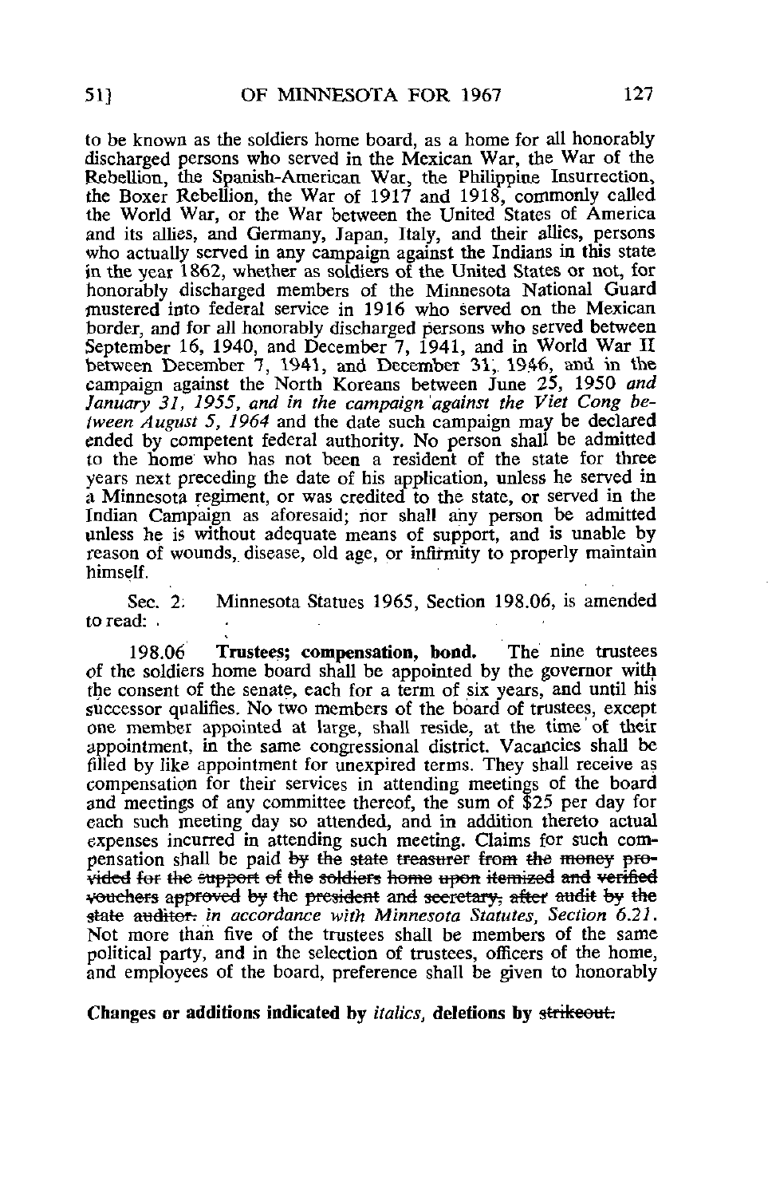to be known as the soldiers home board, as a home for all honorably discharged persons who served in the Mexican War, the War of the Rebellion, the Spanish-American War, the Philippine Insurrection, the Boxer Rebellion, the War of 1917 and 1918, commonly called the World War, or the War between the United States of America and its allies, and Germany, Japan, Italy, and their allies, persons who actually served in any campaign against the Indians in this state in the year 1862, whether as soldiers of the United States or not, for honorably discharged members of the Minnesota National Guard mustered into federal service in 1916 who served on the Mexican border, and for all honorably discharged persons who served between September 16, 1940, and December 7, 1941, and in World War II between December 7, 1941, and December 31, 1946, and in the campaign against the North Koreans between June 25, 1950 *and January 31, 1955, and in the campaign against the Viet Cong between August 5, 1964* and the date such campaign may be declared ended by competent federal authority. No person shall be admitted to the home who has not been a resident of the state for three years next preceding the date of his application, unless he served in a Minnesota regiment, or was credited to the state, or served in the Indian Campaign as aforesaid; nor shall any person be admitted unless he is without adequate means of support, and is unable by reason of wounds, disease, old age, or infirmity to properly maintain himself.

Sec. 2. Minnesota Statues 1965, Section 198.06, is amended to read:

198.06 **Trustees; compensation, bond.** The nine trustees of the soldiers home board shall be appointed by the governor with the consent of the senate, each for a term of six years, and until his successor qualifies. No two members of the board of trustees, except one member appointed at large, shall reside, at the time of their appointment, in the same congressional district. Vacancies shall be filled by like appointment for unexpired terms. They shall receive as compensation for their services in attending meetings of the board and meetings of any committee thereof, the sum of $25 per day for each such meeting day so attended, and in addition thereto actual expenses incurred in attending such meeting. Claims for such compensation shall be paid ~~by the state treasurer from the money provided for the support of the soldiers home upon itemized and verified vouchers approved by the president and secretary, after audit by the state auditor.~~ *in accordance with Minnesota Statutes, Section 6.21.* Not more than five of the trustees shall be members of the same political party, and in the selection of trustees, officers of the home, and employees of the board, preference shall be given to honorably

**Changes or additions indicated by *italics*, deletions by ~~strikeout.~~**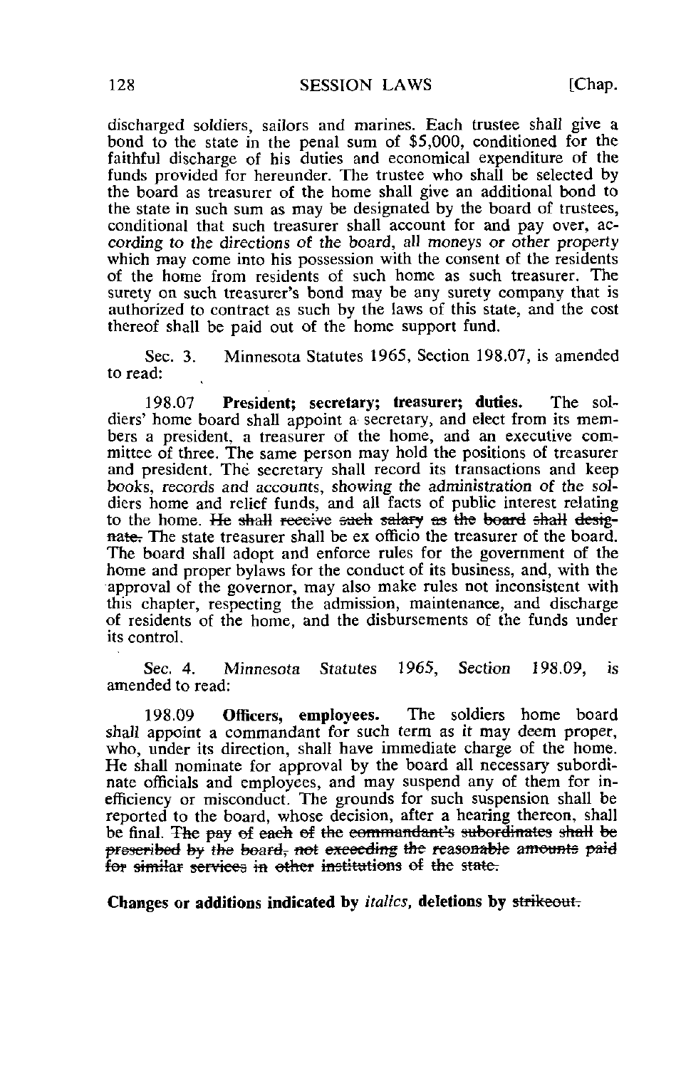discharged soldiers, sailors and marines. Each trustee shall give a bond to the state in the penal sum of $5,000, conditioned for the faithful discharge of his duties and economical expenditure of the funds provided for hereunder. The trustee who shall be selected by the board as treasurer of the home shall give an additional bond to the state in such sum as may be designated by the board of trustees, conditional that such treasurer shall account for and pay over, *according to the directions of the board, all moneys or other property* which may come into his possession with the consent of the residents of the home from residents of such home as such treasurer. The surety on such treasurer's bond may be any surety company that is authorized to contract as such by the laws of this state, and the cost thereof shall be paid out of the home support fund.

Sec. 3. Minnesota Statutes 1965, Section 198.07, is amended to read:

198.07 **President; secretary; treasurer; duties.** The soldiers' home board shall appoint a secretary, and elect from its members a president, a treasurer of the home, and an executive committee of three. The same person may hold the positions of treasurer and president. The secretary shall record its transactions and keep *books, records and accounts, showing the administration of the soldiers home* and relief funds, and all facts of public interest relating to the home. ~~He shall receive such salary as the board shall designate.~~ The state treasurer shall be ex officio the treasurer of the board. The board shall adopt and enforce rules for the government of the home and proper bylaws for the conduct of its business, and, with the approval of the governor, may also make rules not inconsistent with this chapter, respecting the admission, maintenance, and discharge of residents of the home, and the disbursements of the funds under its control.

*Sec. 4. Minnesota Statutes 1965, Section 198.09, is* amended to read:

198.09 **Officers, employees.** The soldiers home board shall appoint a commandant for such term as it may deem proper, who, under its direction, shall have immediate charge of the home. He shall nominate for approval by the board all necessary subordinate officials and employees, and may suspend any of them for inefficiency or misconduct. The grounds for such suspension shall be reported to the board, whose decision, after a hearing thereon, shall be final. ~~The pay of each of the commandant's subordinates shall be prescribed by the board, not exceeding the reasonable amounts paid for similar services in other institutions of the state.~~

**Changes or additions indicated by *italics*, deletions by ~~strikeout.~~**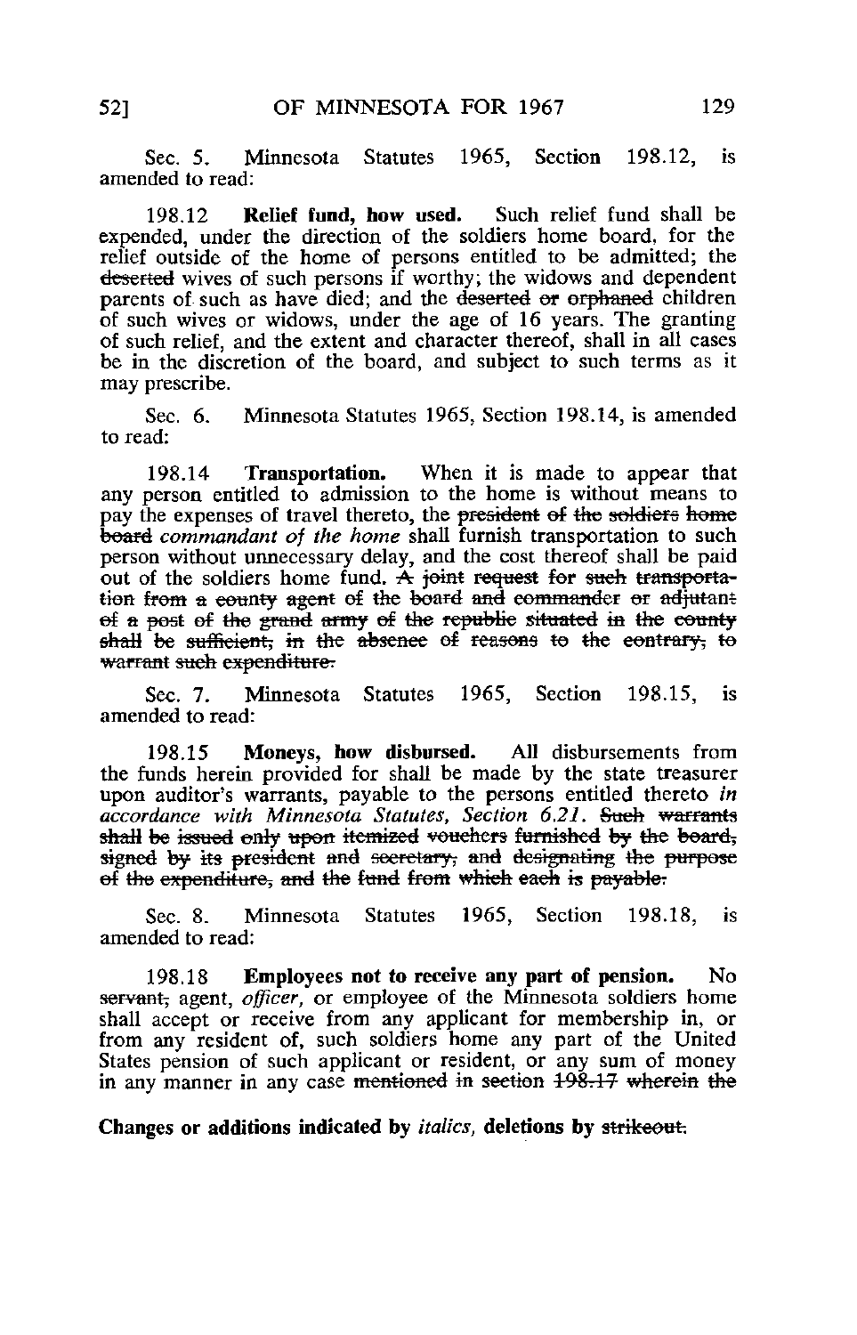Sec. 5. Minnesota Statutes 1965, Section 198.12, is amended to read:

198.12 **Relief fund, how used.** Such relief fund shall be expended, under the direction of the soldiers home board, for the relief outside of the home of persons entitled to be admitted; the ~~deserted~~ wives of such persons if worthy; the widows and dependent parents of such as have died; and the ~~deserted or orphaned~~ children of such wives or widows, under the age of 16 years. The granting of such relief, and the extent and character thereof, shall in all cases be in the discretion of the board, and subject to such terms as it may prescribe.

Sec. 6. Minnesota Statutes 1965, Section 198.14, is amended to read:

198.14 **Transportation.** When it is made to appear that any person entitled to admission to the home is without means to pay the expenses of travel thereto, the ~~president of the soldiers home board~~ *commandant of the home* shall furnish transportation to such person without unnecessary delay, and the cost thereof shall be paid out of the soldiers home fund. ~~A joint request for such transportation from a county agent of the board and commander or adjutant of a post of the grand army of the republic situated in the county shall be sufficient, in the absence of reasons to the contrary, to warrant such expenditure.~~

Sec. 7. Minnesota Statutes 1965, Section 198.15, is amended to read:

198.15 **Moneys, how disbursed.** All disbursements from the funds herein provided for shall be made by the state treasurer upon auditor's warrants, payable to the persons entitled thereto *in accordance with Minnesota Statutes, Section 6.21.* ~~Such warrants shall be issued only upon itemized vouchers furnished by the board, signed by its president and secretary, and designating the purpose of the expenditure, and the fund from which each is payable.~~

Sec. 8. Minnesota Statutes 1965, Section 198.18, is amended to read:

198.18 **Employees not to receive any part of pension.** No ~~servant,~~ agent, *officer,* or employee of the Minnesota soldiers home shall accept or receive from any applicant for membership in, or from any resident of, such soldiers home any part of the United States pension of such applicant or resident, or any sum of money in any manner in any case ~~mentioned in section 198.17 wherein the~~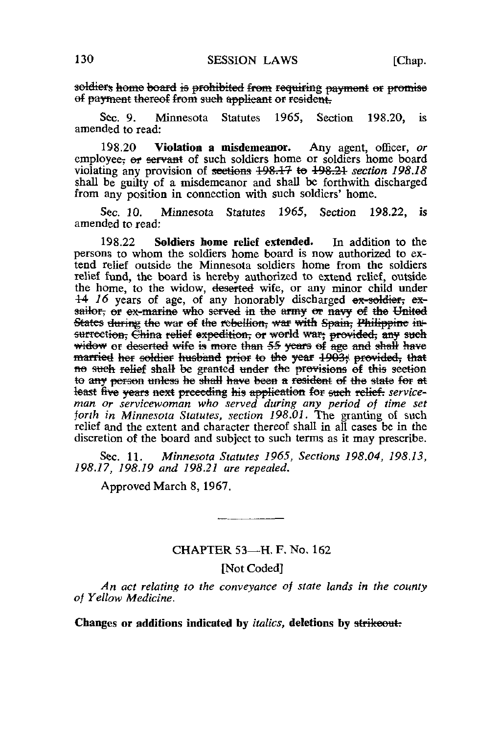soldiers ~~home board is prohibited from requiring payment or promise of payment thereof from such applicant or resident.~~

Sec. 9. Minnesota Statutes 1965, Section 198.20, is amended to read:

198.20 **Violation a misdemeanor.** Any agent, officer, *or* employee~~, or servant~~ of such soldiers home or soldiers home board violating any provision of ~~sections 198.17 to 198.21~~ *section 198.18* shall be guilty of a misdemeanor and shall be forthwith discharged from any position in connection with such soldiers' home.

Sec. 10. Minnesota Statutes 1965, Section 198.22, is amended to read:

198.22 **Soldiers home relief extended.** In addition to the persons to whom the soldiers home board is now authorized to extend relief outside the Minnesota soldiers home from the soldiers relief fund, the board is hereby authorized to extend relief, outside the home, to the widow, ~~deserted~~ wife, or any minor child under ~~14~~ *16* years of age, of any honorably discharged ~~ex-soldier, ex-sailor, or ex-marine who served in the army or navy of the United States during the war of the rebellion, war with Spain, Philippine insurrection, China relief expedition, or world war; provided, any such widow or deserted wife is more than 55 years of age and shall have married her soldier husband prior to the year 1903; provided, that no such relief shall be granted under the provisions of this section to any person unless he shall have been a resident of the state for at least five years next preceding his application for such relief.~~ *serviceman or servicewoman who served during any period of time set forth in Minnesota Statutes, section 198.01.* The granting of such relief and the extent and character thereof shall in all cases be in the discretion of the board and subject to such terms as it may prescribe.

Sec. 11. *Minnesota Statutes 1965, Sections 198.04, 198.13, 198.17, 198.19 and 198.21 are repealed.*

Approved March 8, 1967.

---

## CHAPTER 53—H. F. No. 162

[Not Coded]

*An act relating to the conveyance of state lands in the county of Yellow Medicine.*

**Changes or additions indicated by** *italics*, **deletions by** ~~strikeout.~~